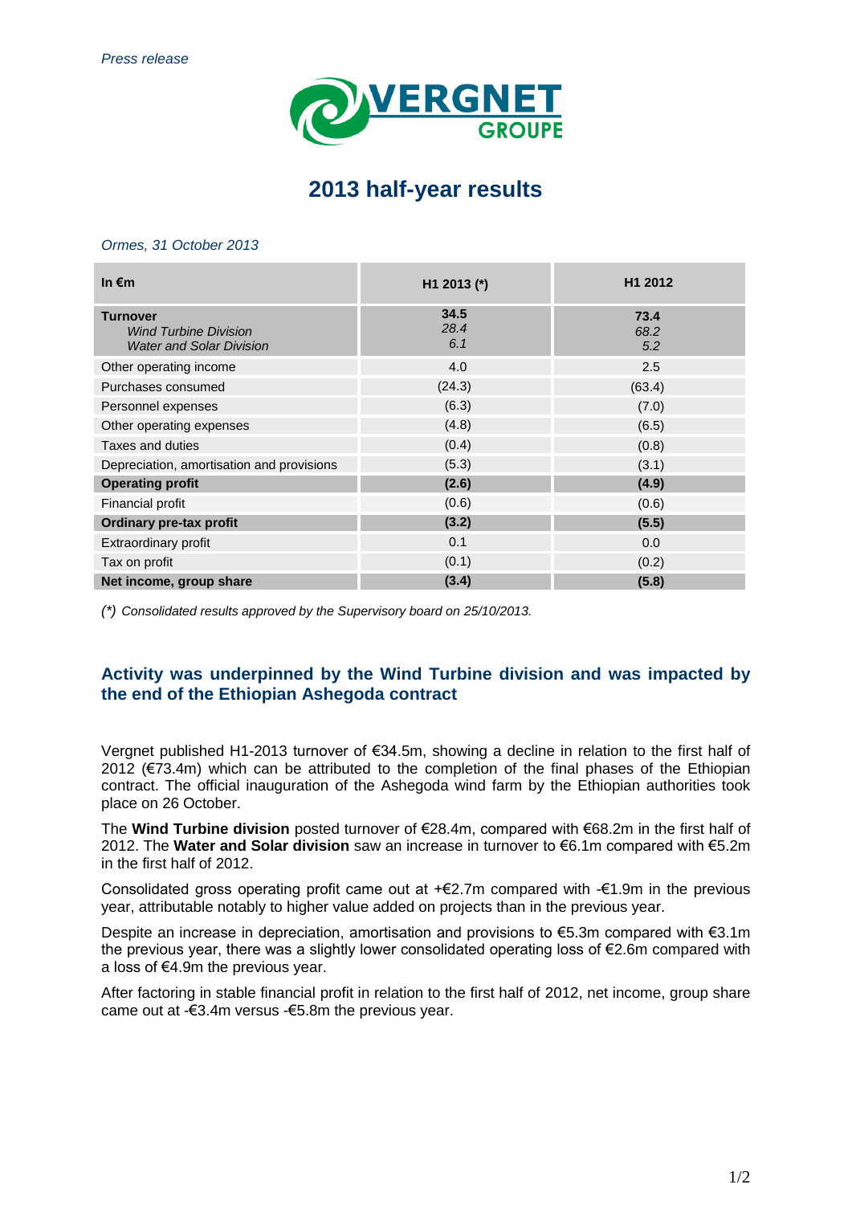*Press release*

# 2013 half-year results

*Ormes, 31 October 2013*

| In €m | H1 2013 (*) | H1 2012 |
|---|---|---|
| **Turnover**<br>*Wind Turbine Division*<br>*Water and Solar Division* | **34.5**<br>*28.4*<br>*6.1* | **73.4**<br>*68.2*<br>*5.2* |
| Other operating income | 4.0 | 2.5 |
| Purchases consumed | (24.3) | (63.4) |
| Personnel expenses | (6.3) | (7.0) |
| Other operating expenses | (4.8) | (6.5) |
| Taxes and duties | (0.4) | (0.8) |
| Depreciation, amortisation and provisions | (5.3) | (3.1) |
| **Operating profit** | **(2.6)** | **(4.9)** |
| Financial profit | (0.6) | (0.6) |
| **Ordinary pre-tax profit** | **(3.2)** | **(5.5)** |
| Extraordinary profit | 0.1 | 0.0 |
| Tax on profit | (0.1) | (0.2) |
| **Net income, group share** | **(3.4)** | **(5.8)** |

*(\*) Consolidated results approved by the Supervisory board on 25/10/2013.*

## Activity was underpinned by the Wind Turbine division and was impacted by the end of the Ethiopian Ashegoda contract

Vergnet published H1-2013 turnover of €34.5m, showing a decline in relation to the first half of 2012 (€73.4m) which can be attributed to the completion of the final phases of the Ethiopian contract. The official inauguration of the Ashegoda wind farm by the Ethiopian authorities took place on 26 October.

The **Wind Turbine division** posted turnover of €28.4m, compared with €68.2m in the first half of 2012. The **Water and Solar division** saw an increase in turnover to €6.1m compared with €5.2m in the first half of 2012.

Consolidated gross operating profit came out at +€2.7m compared with -€1.9m in the previous year, attributable notably to higher value added on projects than in the previous year.

Despite an increase in depreciation, amortisation and provisions to €5.3m compared with €3.1m the previous year, there was a slightly lower consolidated operating loss of €2.6m compared with a loss of €4.9m the previous year.

After factoring in stable financial profit in relation to the first half of 2012, net income, group share came out at -€3.4m versus -€5.8m the previous year.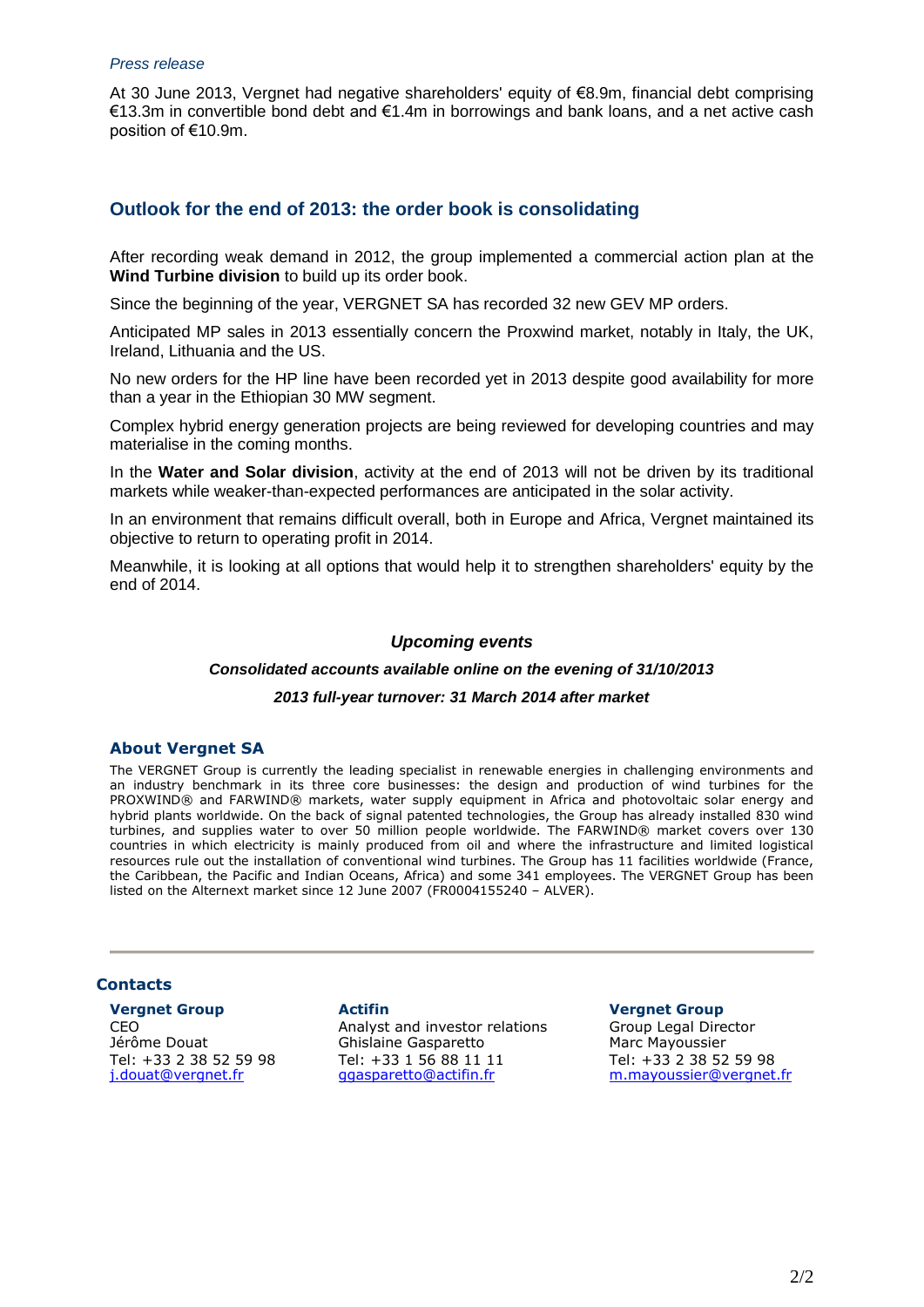*Press release*

At 30 June 2013, Vergnet had negative shareholders' equity of €8.9m, financial debt comprising €13.3m in convertible bond debt and €1.4m in borrowings and bank loans, and a net active cash position of €10.9m.

## Outlook for the end of 2013: the order book is consolidating

After recording weak demand in 2012, the group implemented a commercial action plan at the **Wind Turbine division** to build up its order book.

Since the beginning of the year, VERGNET SA has recorded 32 new GEV MP orders.

Anticipated MP sales in 2013 essentially concern the Proxwind market, notably in Italy, the UK, Ireland, Lithuania and the US.

No new orders for the HP line have been recorded yet in 2013 despite good availability for more than a year in the Ethiopian 30 MW segment.

Complex hybrid energy generation projects are being reviewed for developing countries and may materialise in the coming months.

In the **Water and Solar division**, activity at the end of 2013 will not be driven by its traditional markets while weaker-than-expected performances are anticipated in the solar activity.

In an environment that remains difficult overall, both in Europe and Africa, Vergnet maintained its objective to return to operating profit in 2014.

Meanwhile, it is looking at all options that would help it to strengthen shareholders' equity by the end of 2014.

### *Upcoming events*

***Consolidated accounts available online on the evening of 31/10/2013***

***2013 full-year turnover: 31 March 2014 after market***

### About Vergnet SA

The VERGNET Group is currently the leading specialist in renewable energies in challenging environments and an industry benchmark in its three core businesses: the design and production of wind turbines for the PROXWIND® and FARWIND® markets, water supply equipment in Africa and photovoltaic solar energy and hybrid plants worldwide. On the back of signal patented technologies, the Group has already installed 830 wind turbines, and supplies water to over 50 million people worldwide. The FARWIND® market covers over 130 countries in which electricity is mainly produced from oil and where the infrastructure and limited logistical resources rule out the installation of conventional wind turbines. The Group has 11 facilities worldwide (France, the Caribbean, the Pacific and Indian Oceans, Africa) and some 341 employees. The VERGNET Group has been listed on the Alternext market since 12 June 2007 (FR0004155240 – ALVER).

---

### Contacts

**Vergnet Group**
CEO
Jérôme Douat
Tel: +33 2 38 52 59 98
j.douat@vergnet.fr

**Actifin**
Analyst and investor relations
Ghislaine Gasparetto
Tel: +33 1 56 88 11 11
ggasparetto@actifin.fr

**Vergnet Group**
Group Legal Director
Marc Mayoussier
Tel: +33 2 38 52 59 98
m.mayoussier@vergnet.fr